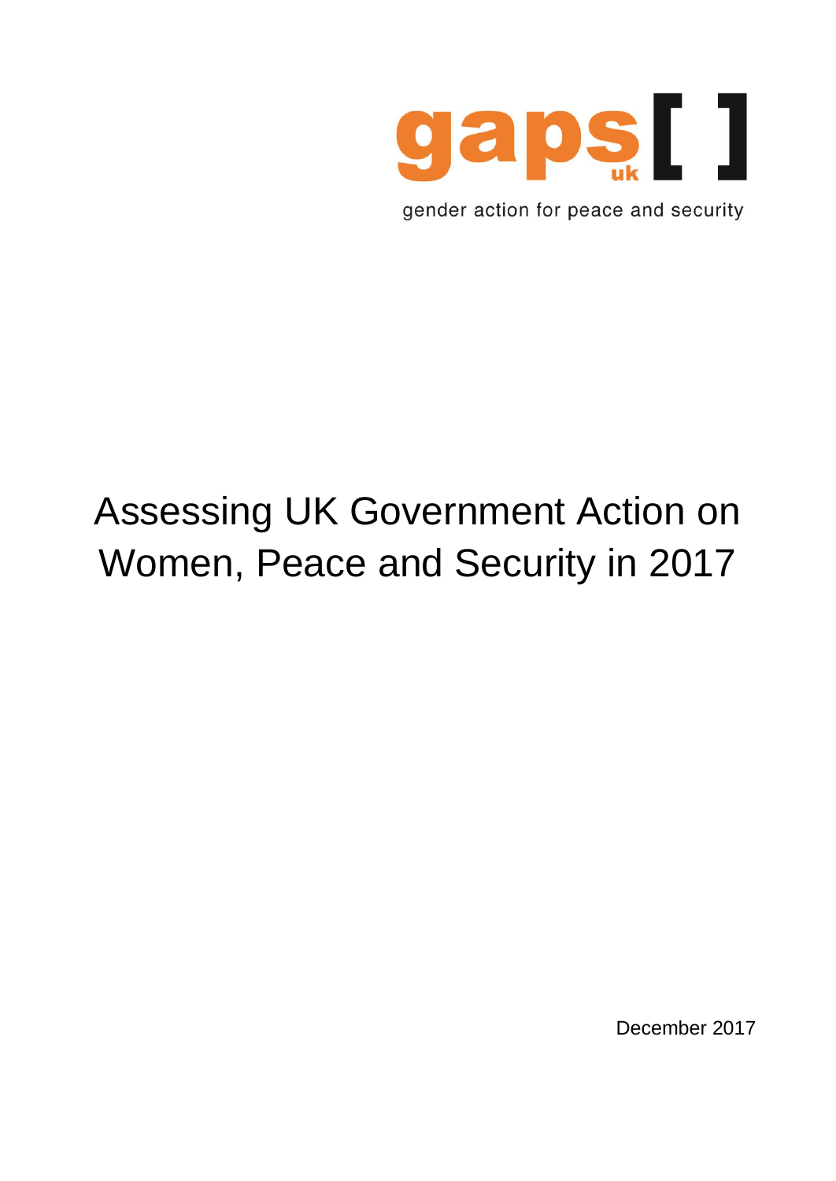gaps uk [ ]

gender action for peace and security

# Assessing UK Government Action on Women, Peace and Security in 2017

December 2017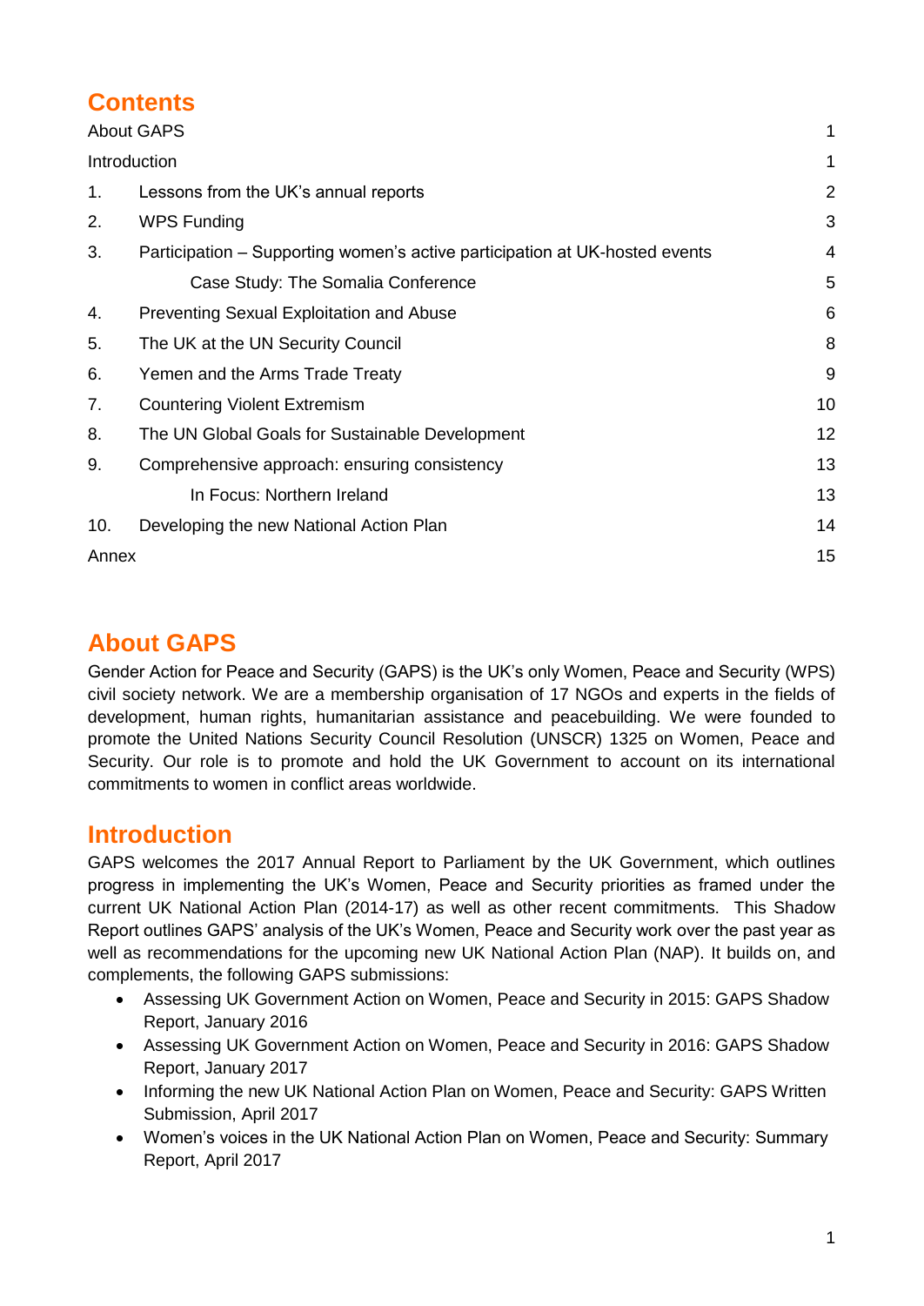## Contents

| | | |
|---|---|---|
| About GAPS | | 1 |
| Introduction | | 1 |
| 1. | Lessons from the UK's annual reports | 2 |
| 2. | WPS Funding | 3 |
| 3. | Participation – Supporting women's active participation at UK-hosted events | 4 |
| | Case Study: The Somalia Conference | 5 |
| 4. | Preventing Sexual Exploitation and Abuse | 6 |
| 5. | The UK at the UN Security Council | 8 |
| 6. | Yemen and the Arms Trade Treaty | 9 |
| 7. | Countering Violent Extremism | 10 |
| 8. | The UN Global Goals for Sustainable Development | 12 |
| 9. | Comprehensive approach: ensuring consistency | 13 |
| | In Focus: Northern Ireland | 13 |
| 10. | Developing the new National Action Plan | 14 |
| Annex | | 15 |

## About GAPS

Gender Action for Peace and Security (GAPS) is the UK's only Women, Peace and Security (WPS) civil society network. We are a membership organisation of 17 NGOs and experts in the fields of development, human rights, humanitarian assistance and peacebuilding. We were founded to promote the United Nations Security Council Resolution (UNSCR) 1325 on Women, Peace and Security. Our role is to promote and hold the UK Government to account on its international commitments to women in conflict areas worldwide.

## Introduction

GAPS welcomes the 2017 Annual Report to Parliament by the UK Government, which outlines progress in implementing the UK's Women, Peace and Security priorities as framed under the current UK National Action Plan (2014-17) as well as other recent commitments. This Shadow Report outlines GAPS' analysis of the UK's Women, Peace and Security work over the past year as well as recommendations for the upcoming new UK National Action Plan (NAP). It builds on, and complements, the following GAPS submissions:

- Assessing UK Government Action on Women, Peace and Security in 2015: GAPS Shadow Report, January 2016
- Assessing UK Government Action on Women, Peace and Security in 2016: GAPS Shadow Report, January 2017
- Informing the new UK National Action Plan on Women, Peace and Security: GAPS Written Submission, April 2017
- Women's voices in the UK National Action Plan on Women, Peace and Security: Summary Report, April 2017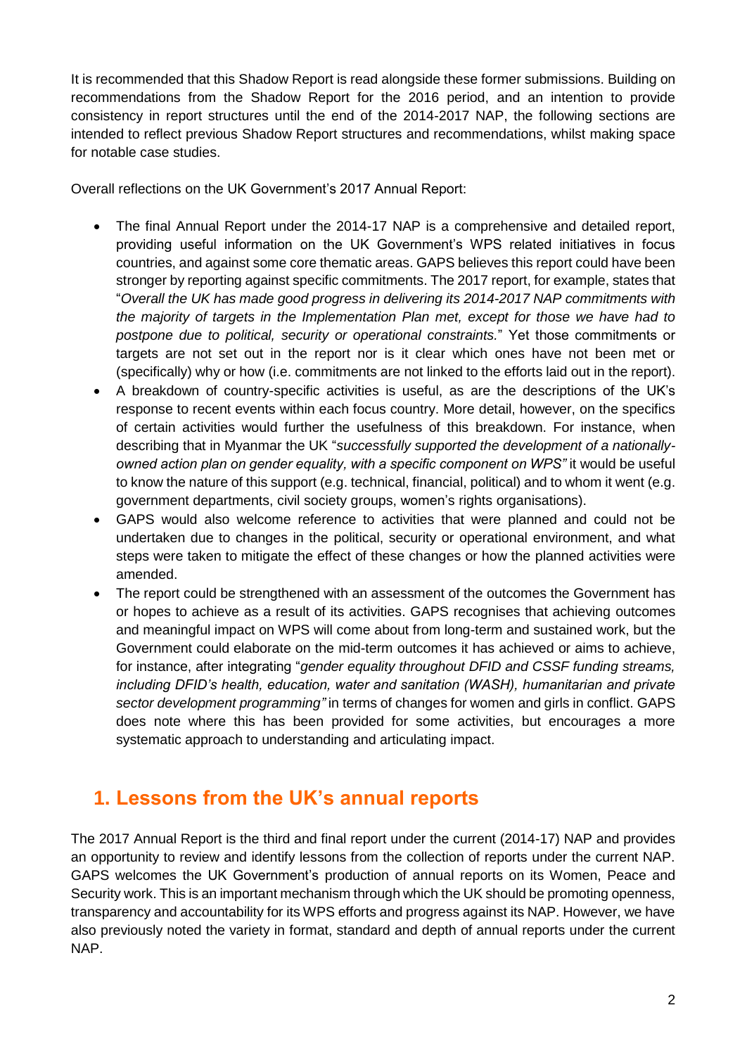It is recommended that this Shadow Report is read alongside these former submissions. Building on recommendations from the Shadow Report for the 2016 period, and an intention to provide consistency in report structures until the end of the 2014-2017 NAP, the following sections are intended to reflect previous Shadow Report structures and recommendations, whilst making space for notable case studies.

Overall reflections on the UK Government's 2017 Annual Report:

- The final Annual Report under the 2014-17 NAP is a comprehensive and detailed report, providing useful information on the UK Government's WPS related initiatives in focus countries, and against some core thematic areas. GAPS believes this report could have been stronger by reporting against specific commitments. The 2017 report, for example, states that "*Overall the UK has made good progress in delivering its 2014-2017 NAP commitments with the majority of targets in the Implementation Plan met, except for those we have had to postpone due to political, security or operational constraints.*" Yet those commitments or targets are not set out in the report nor is it clear which ones have not been met or (specifically) why or how (i.e. commitments are not linked to the efforts laid out in the report).
- A breakdown of country-specific activities is useful, as are the descriptions of the UK's response to recent events within each focus country. More detail, however, on the specifics of certain activities would further the usefulness of this breakdown. For instance, when describing that in Myanmar the UK "*successfully supported the development of a nationally-owned action plan on gender equality, with a specific component on WPS"* it would be useful to know the nature of this support (e.g. technical, financial, political) and to whom it went (e.g. government departments, civil society groups, women's rights organisations).
- GAPS would also welcome reference to activities that were planned and could not be undertaken due to changes in the political, security or operational environment, and what steps were taken to mitigate the effect of these changes or how the planned activities were amended.
- The report could be strengthened with an assessment of the outcomes the Government has or hopes to achieve as a result of its activities. GAPS recognises that achieving outcomes and meaningful impact on WPS will come about from long-term and sustained work, but the Government could elaborate on the mid-term outcomes it has achieved or aims to achieve, for instance, after integrating "*gender equality throughout DFID and CSSF funding streams, including DFID's health, education, water and sanitation (WASH), humanitarian and private sector development programming"* in terms of changes for women and girls in conflict. GAPS does note where this has been provided for some activities, but encourages a more systematic approach to understanding and articulating impact.

## 1. Lessons from the UK's annual reports

The 2017 Annual Report is the third and final report under the current (2014-17) NAP and provides an opportunity to review and identify lessons from the collection of reports under the current NAP. GAPS welcomes the UK Government's production of annual reports on its Women, Peace and Security work. This is an important mechanism through which the UK should be promoting openness, transparency and accountability for its WPS efforts and progress against its NAP. However, we have also previously noted the variety in format, standard and depth of annual reports under the current NAP.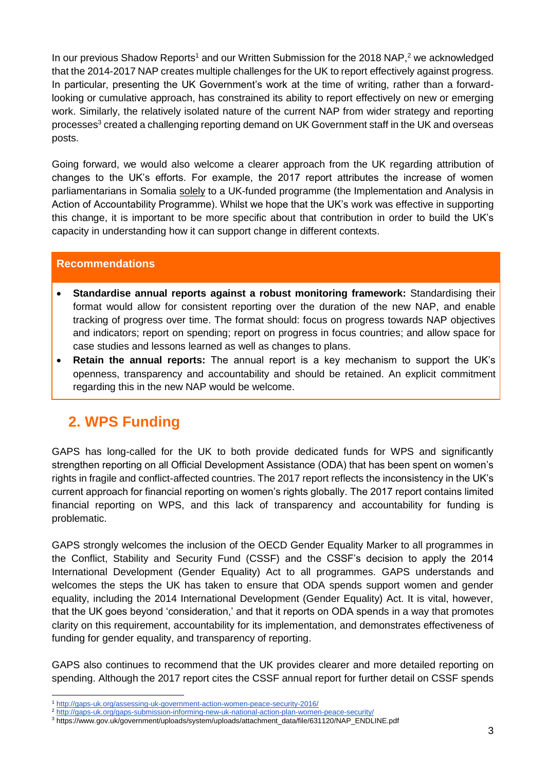In our previous Shadow Reports[1] and our Written Submission for the 2018 NAP,[2] we acknowledged that the 2014-2017 NAP creates multiple challenges for the UK to report effectively against progress. In particular, presenting the UK Government's work at the time of writing, rather than a forward-looking or cumulative approach, has constrained its ability to report effectively on new or emerging work. Similarly, the relatively isolated nature of the current NAP from wider strategy and reporting processes[3] created a challenging reporting demand on UK Government staff in the UK and overseas posts.

Going forward, we would also welcome a clearer approach from the UK regarding attribution of changes to the UK's efforts. For example, the 2017 report attributes the increase of women parliamentarians in Somalia solely to a UK-funded programme (the Implementation and Analysis in Action of Accountability Programme). Whilst we hope that the UK's work was effective in supporting this change, it is important to be more specific about that contribution in order to build the UK's capacity in understanding how it can support change in different contexts.

**Recommendations**

- **Standardise annual reports against a robust monitoring framework:** Standardising their format would allow for consistent reporting over the duration of the new NAP, and enable tracking of progress over time. The format should: focus on progress towards NAP objectives and indicators; report on spending; report on progress in focus countries; and allow space for case studies and lessons learned as well as changes to plans.
- **Retain the annual reports:** The annual report is a key mechanism to support the UK's openness, transparency and accountability and should be retained. An explicit commitment regarding this in the new NAP would be welcome.

## 2. WPS Funding

GAPS has long-called for the UK to both provide dedicated funds for WPS and significantly strengthen reporting on all Official Development Assistance (ODA) that has been spent on women's rights in fragile and conflict-affected countries. The 2017 report reflects the inconsistency in the UK's current approach for financial reporting on women's rights globally. The 2017 report contains limited financial reporting on WPS, and this lack of transparency and accountability for funding is problematic.

GAPS strongly welcomes the inclusion of the OECD Gender Equality Marker to all programmes in the Conflict, Stability and Security Fund (CSSF) and the CSSF's decision to apply the 2014 International Development (Gender Equality) Act to all programmes. GAPS understands and welcomes the steps the UK has taken to ensure that ODA spends support women and gender equality, including the 2014 International Development (Gender Equality) Act. It is vital, however, that the UK goes beyond 'consideration,' and that it reports on ODA spends in a way that promotes clarity on this requirement, accountability for its implementation, and demonstrates effectiveness of funding for gender equality, and transparency of reporting.

GAPS also continues to recommend that the UK provides clearer and more detailed reporting on spending. Although the 2017 report cites the CSSF annual report for further detail on CSSF spends

[1] http://gaps-uk.org/assessing-uk-government-action-women-peace-security-2016/
[2] http://gaps-uk.org/gaps-submission-informing-new-uk-national-action-plan-women-peace-security/
[3] https://www.gov.uk/government/uploads/system/uploads/attachment_data/file/631120/NAP_ENDLINE.pdf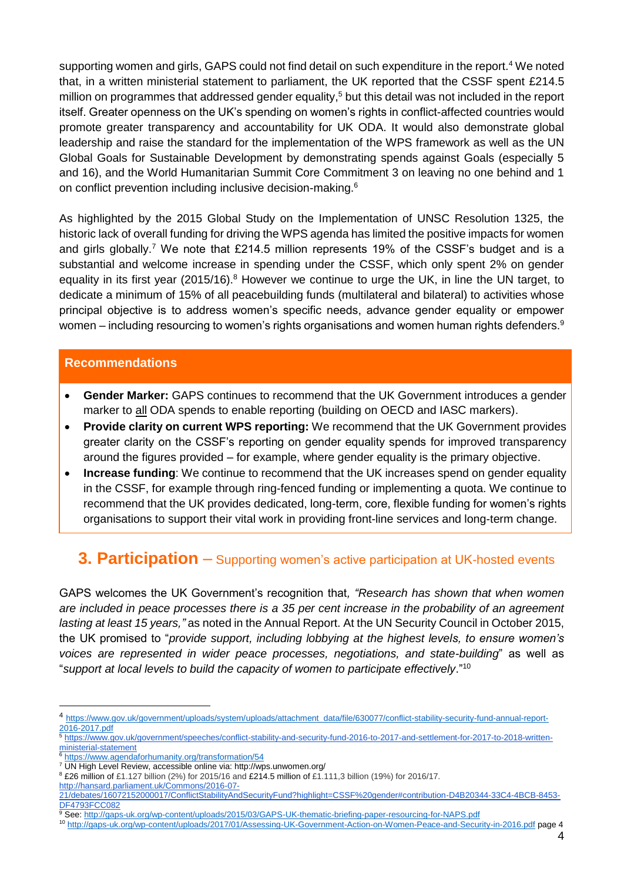supporting women and girls, GAPS could not find detail on such expenditure in the report.[4] We noted that, in a written ministerial statement to parliament, the UK reported that the CSSF spent £214.5 million on programmes that addressed gender equality,[5] but this detail was not included in the report itself. Greater openness on the UK's spending on women's rights in conflict-affected countries would promote greater transparency and accountability for UK ODA. It would also demonstrate global leadership and raise the standard for the implementation of the WPS framework as well as the UN Global Goals for Sustainable Development by demonstrating spends against Goals (especially 5 and 16), and the World Humanitarian Summit Core Commitment 3 on leaving no one behind and 1 on conflict prevention including inclusive decision-making.[6]

As highlighted by the 2015 Global Study on the Implementation of UNSC Resolution 1325, the historic lack of overall funding for driving the WPS agenda has limited the positive impacts for women and girls globally.[7] We note that £214.5 million represents 19% of the CSSF's budget and is a substantial and welcome increase in spending under the CSSF, which only spent 2% on gender equality in its first year (2015/16).[8] However we continue to urge the UK, in line the UN target, to dedicate a minimum of 15% of all peacebuilding funds (multilateral and bilateral) to activities whose principal objective is to address women's specific needs, advance gender equality or empower women – including resourcing to women's rights organisations and women human rights defenders.[9]

**Recommendations**

- **Gender Marker:** GAPS continues to recommend that the UK Government introduces a gender marker to all ODA spends to enable reporting (building on OECD and IASC markers).
- **Provide clarity on current WPS reporting:** We recommend that the UK Government provides greater clarity on the CSSF's reporting on gender equality spends for improved transparency around the figures provided – for example, where gender equality is the primary objective.
- **Increase funding**: We continue to recommend that the UK increases spend on gender equality in the CSSF, for example through ring-fenced funding or implementing a quota. We continue to recommend that the UK provides dedicated, long-term, core, flexible funding for women's rights organisations to support their vital work in providing front-line services and long-term change.

## 3. Participation – Supporting women's active participation at UK-hosted events

GAPS welcomes the UK Government's recognition that*, "Research has shown that when women are included in peace processes there is a 35 per cent increase in the probability of an agreement lasting at least 15 years,"* as noted in the Annual Report. At the UN Security Council in October 2015, the UK promised to "*provide support, including lobbying at the highest levels, to ensure women's voices are represented in wider peace processes, negotiations, and state-building*" as well as "*support at local levels to build the capacity of women to participate effectively*."[10]

---

[4] https://www.gov.uk/government/uploads/system/uploads/attachment_data/file/630077/conflict-stability-security-fund-annual-report-2016-2017.pdf

[5] https://www.gov.uk/government/speeches/conflict-stability-and-security-fund-2016-to-2017-and-settlement-for-2017-to-2018-written-ministerial-statement

[6] https://www.agendaforhumanity.org/transformation/54

[7] UN High Level Review, accessible online via: http://wps.unwomen.org/

[8] £26 million of £1.127 billion (2%) for 2015/16 and £214.5 million of £1.111,3 billion (19%) for 2016/17. http://hansard.parliament.uk/Commons/2016-07-21/debates/16072152000017/ConflictStabilityAndSecurityFund?highlight=CSSF%20gender#contribution-D4B20344-33C4-4BCB-8453-DF4793FCC082

[9] See: http://gaps-uk.org/wp-content/uploads/2015/03/GAPS-UK-thematic-briefing-paper-resourcing-for-NAPS.pdf

[10] http://gaps-uk.org/wp-content/uploads/2017/01/Assessing-UK-Government-Action-on-Women-Peace-and-Security-in-2016.pdf page 4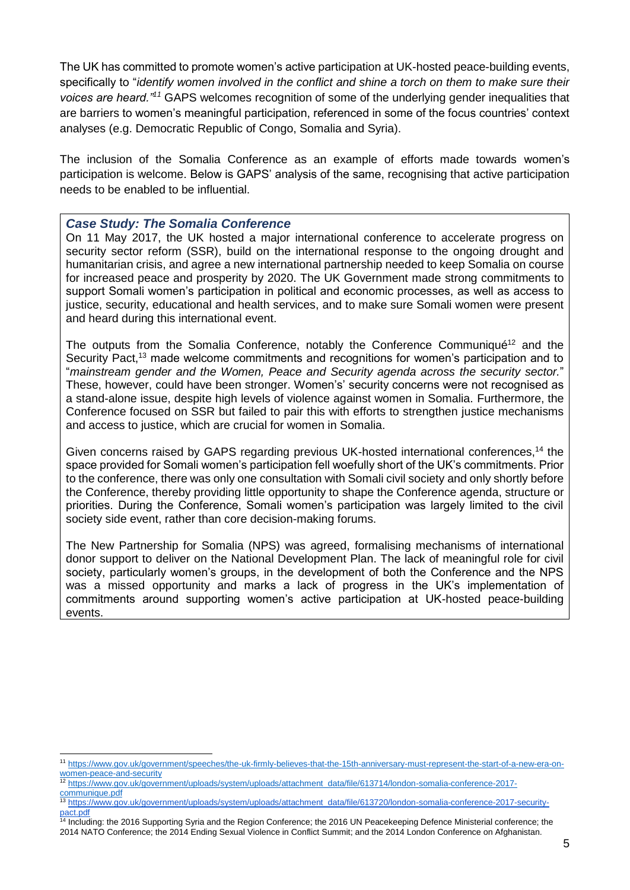The UK has committed to promote women's active participation at UK-hosted peace-building events, specifically to "*identify women involved in the conflict and shine a torch on them to make sure their voices are heard.*"[11] GAPS welcomes recognition of some of the underlying gender inequalities that are barriers to women's meaningful participation, referenced in some of the focus countries' context analyses (e.g. Democratic Republic of Congo, Somalia and Syria).

The inclusion of the Somalia Conference as an example of efforts made towards women's participation is welcome. Below is GAPS' analysis of the same, recognising that active participation needs to be enabled to be influential.

> ### *Case Study: The Somalia Conference*
>
> On 11 May 2017, the UK hosted a major international conference to accelerate progress on security sector reform (SSR), build on the international response to the ongoing drought and humanitarian crisis, and agree a new international partnership needed to keep Somalia on course for increased peace and prosperity by 2020. The UK Government made strong commitments to support Somali women's participation in political and economic processes, as well as access to justice, security, educational and health services, and to make sure Somali women were present and heard during this international event.
>
> The outputs from the Somalia Conference, notably the Conference Communiqué[12] and the Security Pact,[13] made welcome commitments and recognitions for women's participation and to "*mainstream gender and the Women, Peace and Security agenda across the security sector.*" These, however, could have been stronger. Women's' security concerns were not recognised as a stand-alone issue, despite high levels of violence against women in Somalia. Furthermore, the Conference focused on SSR but failed to pair this with efforts to strengthen justice mechanisms and access to justice, which are crucial for women in Somalia.
>
> Given concerns raised by GAPS regarding previous UK-hosted international conferences,[14] the space provided for Somali women's participation fell woefully short of the UK's commitments. Prior to the conference, there was only one consultation with Somali civil society and only shortly before the Conference, thereby providing little opportunity to shape the Conference agenda, structure or priorities. During the Conference, Somali women's participation was largely limited to the civil society side event, rather than core decision-making forums.
>
> The New Partnership for Somalia (NPS) was agreed, formalising mechanisms of international donor support to deliver on the National Development Plan. The lack of meaningful role for civil society, particularly women's groups, in the development of both the Conference and the NPS was a missed opportunity and marks a lack of progress in the UK's implementation of commitments around supporting women's active participation at UK-hosted peace-building events.

---

[11] https://www.gov.uk/government/speeches/the-uk-firmly-believes-that-the-15th-anniversary-must-represent-the-start-of-a-new-era-on-women-peace-and-security

[12] https://www.gov.uk/government/uploads/system/uploads/attachment_data/file/613714/london-somalia-conference-2017-communique.pdf

[13] https://www.gov.uk/government/uploads/system/uploads/attachment_data/file/613720/london-somalia-conference-2017-security-pact.pdf

[14] Including: the 2016 Supporting Syria and the Region Conference; the 2016 UN Peacekeeping Defence Ministerial conference; the 2014 NATO Conference; the 2014 Ending Sexual Violence in Conflict Summit; and the 2014 London Conference on Afghanistan.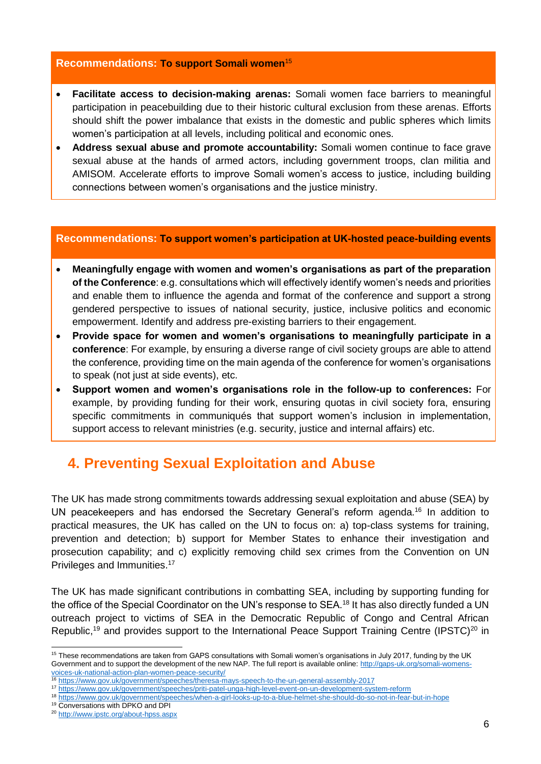**Recommendations: To support Somali women**[15]

- **Facilitate access to decision-making arenas:** Somali women face barriers to meaningful participation in peacebuilding due to their historic cultural exclusion from these arenas. Efforts should shift the power imbalance that exists in the domestic and public spheres which limits women's participation at all levels, including political and economic ones.
- **Address sexual abuse and promote accountability:** Somali women continue to face grave sexual abuse at the hands of armed actors, including government troops, clan militia and AMISOM. Accelerate efforts to improve Somali women's access to justice, including building connections between women's organisations and the justice ministry.

**Recommendations: To support women's participation at UK-hosted peace-building events**

- **Meaningfully engage with women and women's organisations as part of the preparation of the Conference**: e.g. consultations which will effectively identify women's needs and priorities and enable them to influence the agenda and format of the conference and support a strong gendered perspective to issues of national security, justice, inclusive politics and economic empowerment. Identify and address pre-existing barriers to their engagement.
- **Provide space for women and women's organisations to meaningfully participate in a conference**: For example, by ensuring a diverse range of civil society groups are able to attend the conference, providing time on the main agenda of the conference for women's organisations to speak (not just at side events), etc.
- **Support women and women's organisations role in the follow-up to conferences:** For example, by providing funding for their work, ensuring quotas in civil society fora, ensuring specific commitments in communiqués that support women's inclusion in implementation, support access to relevant ministries (e.g. security, justice and internal affairs) etc.

## 4. Preventing Sexual Exploitation and Abuse

The UK has made strong commitments towards addressing sexual exploitation and abuse (SEA) by UN peacekeepers and has endorsed the Secretary General's reform agenda.[16] In addition to practical measures, the UK has called on the UN to focus on: a) top-class systems for training, prevention and detection; b) support for Member States to enhance their investigation and prosecution capability; and c) explicitly removing child sex crimes from the Convention on UN Privileges and Immunities.[17]

The UK has made significant contributions in combatting SEA, including by supporting funding for the office of the Special Coordinator on the UN's response to SEA.[18] It has also directly funded a UN outreach project to victims of SEA in the Democratic Republic of Congo and Central African Republic,[19] and provides support to the International Peace Support Training Centre (IPSTC)[20] in

---

[15] These recommendations are taken from GAPS consultations with Somali women's organisations in July 2017, funding by the UK Government and to support the development of the new NAP. The full report is available online: http://gaps-uk.org/somali-womens-voices-uk-national-action-plan-women-peace-security/

[16] https://www.gov.uk/government/speeches/theresa-mays-speech-to-the-un-general-assembly-2017

[17] https://www.gov.uk/government/speeches/priti-patel-unga-high-level-event-on-un-development-system-reform

[18] https://www.gov.uk/government/speeches/when-a-girl-looks-up-to-a-blue-helmet-she-should-do-so-not-in-fear-but-in-hope

[19] Conversations with DPKO and DPI

[20] http://www.ipstc.org/about-hpss.aspx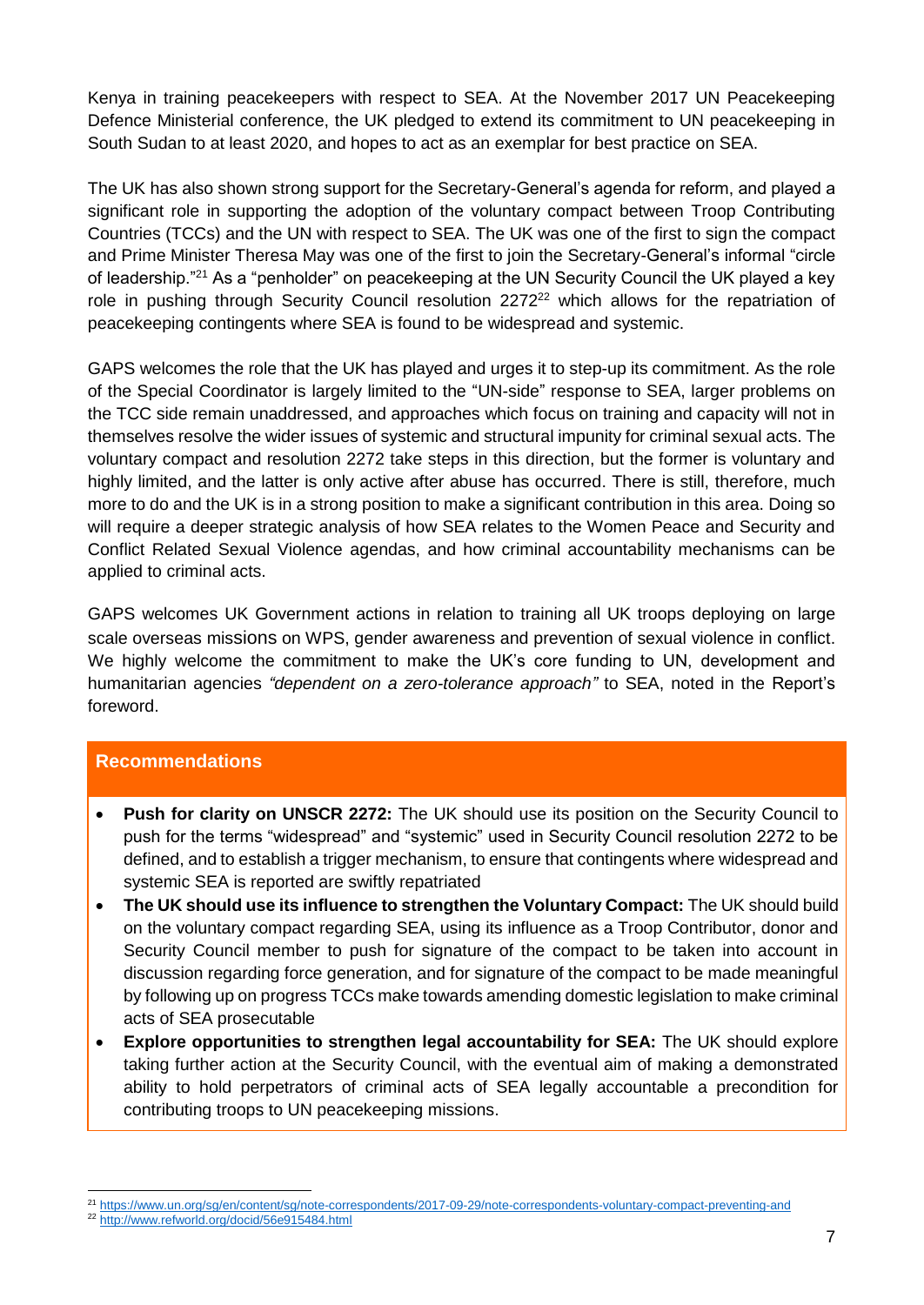Kenya in training peacekeepers with respect to SEA. At the November 2017 UN Peacekeeping Defence Ministerial conference, the UK pledged to extend its commitment to UN peacekeeping in South Sudan to at least 2020, and hopes to act as an exemplar for best practice on SEA.

The UK has also shown strong support for the Secretary-General's agenda for reform, and played a significant role in supporting the adoption of the voluntary compact between Troop Contributing Countries (TCCs) and the UN with respect to SEA. The UK was one of the first to sign the compact and Prime Minister Theresa May was one of the first to join the Secretary-General's informal "circle of leadership."[21] As a "penholder" on peacekeeping at the UN Security Council the UK played a key role in pushing through Security Council resolution 2272[22] which allows for the repatriation of peacekeeping contingents where SEA is found to be widespread and systemic.

GAPS welcomes the role that the UK has played and urges it to step-up its commitment. As the role of the Special Coordinator is largely limited to the "UN-side" response to SEA, larger problems on the TCC side remain unaddressed, and approaches which focus on training and capacity will not in themselves resolve the wider issues of systemic and structural impunity for criminal sexual acts. The voluntary compact and resolution 2272 take steps in this direction, but the former is voluntary and highly limited, and the latter is only active after abuse has occurred. There is still, therefore, much more to do and the UK is in a strong position to make a significant contribution in this area. Doing so will require a deeper strategic analysis of how SEA relates to the Women Peace and Security and Conflict Related Sexual Violence agendas, and how criminal accountability mechanisms can be applied to criminal acts.

GAPS welcomes UK Government actions in relation to training all UK troops deploying on large scale overseas missions on WPS, gender awareness and prevention of sexual violence in conflict. We highly welcome the commitment to make the UK's core funding to UN, development and humanitarian agencies *"dependent on a zero-tolerance approach"* to SEA, noted in the Report's foreword.

## Recommendations

- **Push for clarity on UNSCR 2272:** The UK should use its position on the Security Council to push for the terms "widespread" and "systemic" used in Security Council resolution 2272 to be defined, and to establish a trigger mechanism, to ensure that contingents where widespread and systemic SEA is reported are swiftly repatriated
- **The UK should use its influence to strengthen the Voluntary Compact:** The UK should build on the voluntary compact regarding SEA, using its influence as a Troop Contributor, donor and Security Council member to push for signature of the compact to be taken into account in discussion regarding force generation, and for signature of the compact to be made meaningful by following up on progress TCCs make towards amending domestic legislation to make criminal acts of SEA prosecutable
- **Explore opportunities to strengthen legal accountability for SEA:** The UK should explore taking further action at the Security Council, with the eventual aim of making a demonstrated ability to hold perpetrators of criminal acts of SEA legally accountable a precondition for contributing troops to UN peacekeeping missions.

[21] https://www.un.org/sg/en/content/sg/note-correspondents/2017-09-29/note-correspondents-voluntary-compact-preventing-and

[22] http://www.refworld.org/docid/56e915484.html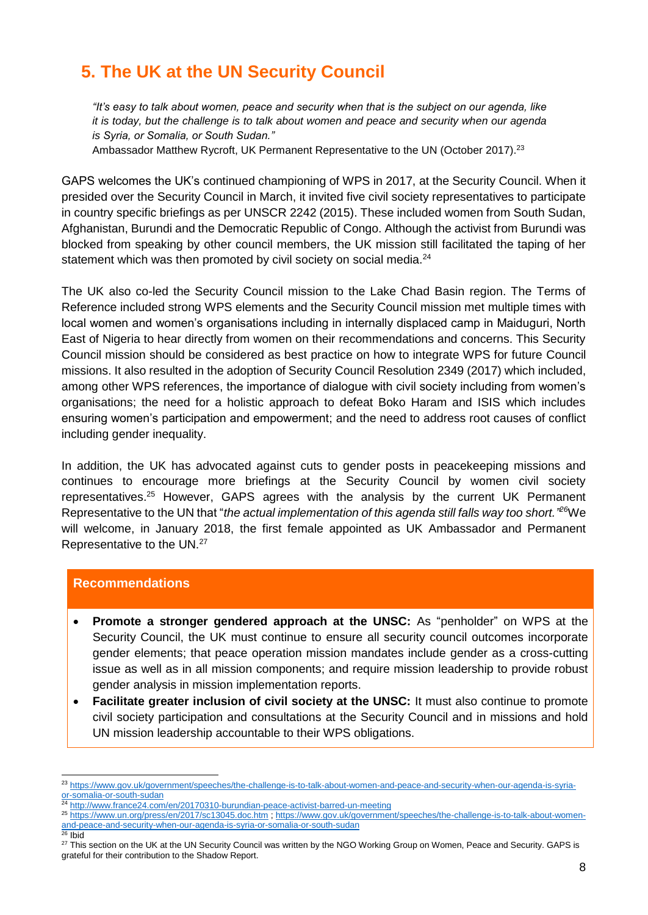## 5. The UK at the UN Security Council

> *"It's easy to talk about women, peace and security when that is the subject on our agenda, like it is today, but the challenge is to talk about women and peace and security when our agenda is Syria, or Somalia, or South Sudan."*
> Ambassador Matthew Rycroft, UK Permanent Representative to the UN (October 2017).[23]

GAPS welcomes the UK's continued championing of WPS in 2017, at the Security Council. When it presided over the Security Council in March, it invited five civil society representatives to participate in country specific briefings as per UNSCR 2242 (2015). These included women from South Sudan, Afghanistan, Burundi and the Democratic Republic of Congo. Although the activist from Burundi was blocked from speaking by other council members, the UK mission still facilitated the taping of her statement which was then promoted by civil society on social media.[24]

The UK also co-led the Security Council mission to the Lake Chad Basin region. The Terms of Reference included strong WPS elements and the Security Council mission met multiple times with local women and women's organisations including in internally displaced camp in Maiduguri, North East of Nigeria to hear directly from women on their recommendations and concerns. This Security Council mission should be considered as best practice on how to integrate WPS for future Council missions. It also resulted in the adoption of Security Council Resolution 2349 (2017) which included, among other WPS references, the importance of dialogue with civil society including from women's organisations; the need for a holistic approach to defeat Boko Haram and ISIS which includes ensuring women's participation and empowerment; and the need to address root causes of conflict including gender inequality.

In addition, the UK has advocated against cuts to gender posts in peacekeeping missions and continues to encourage more briefings at the Security Council by women civil society representatives.[25] However, GAPS agrees with the analysis by the current UK Permanent Representative to the UN that "*the actual implementation of this agenda still falls way too short.*"[26] We will welcome, in January 2018, the first female appointed as UK Ambassador and Permanent Representative to the UN.[27]

### Recommendations

- **Promote a stronger gendered approach at the UNSC:** As "penholder" on WPS at the Security Council, the UK must continue to ensure all security council outcomes incorporate gender elements; that peace operation mission mandates include gender as a cross-cutting issue as well as in all mission components; and require mission leadership to provide robust gender analysis in mission implementation reports.
- **Facilitate greater inclusion of civil society at the UNSC:** It must also continue to promote civil society participation and consultations at the Security Council and in missions and hold UN mission leadership accountable to their WPS obligations.

---

[23] https://www.gov.uk/government/speeches/the-challenge-is-to-talk-about-women-and-peace-and-security-when-our-agenda-is-syria-or-somalia-or-south-sudan

[24] http://www.france24.com/en/20170310-burundian-peace-activist-barred-un-meeting

[25] https://www.un.org/press/en/2017/sc13045.doc.htm ; https://www.gov.uk/government/speeches/the-challenge-is-to-talk-about-women-and-peace-and-security-when-our-agenda-is-syria-or-somalia-or-south-sudan

[26] Ibid

[27] This section on the UK at the UN Security Council was written by the NGO Working Group on Women, Peace and Security. GAPS is grateful for their contribution to the Shadow Report.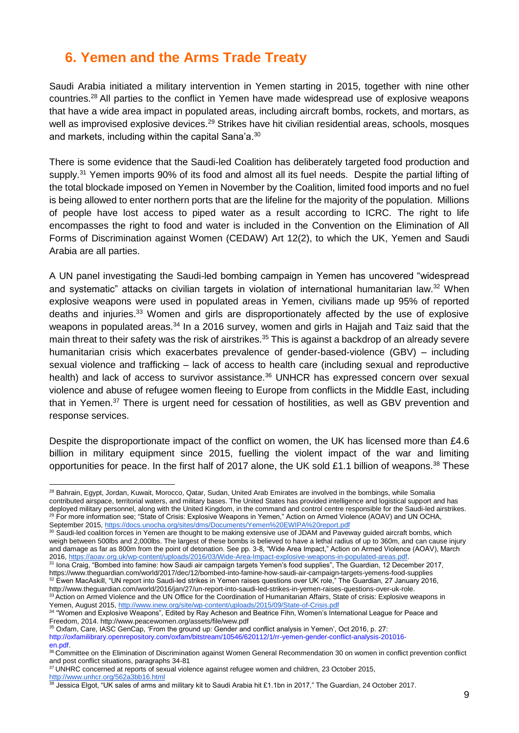## 6. Yemen and the Arms Trade Treaty

Saudi Arabia initiated a military intervention in Yemen starting in 2015, together with nine other countries.[28] All parties to the conflict in Yemen have made widespread use of explosive weapons that have a wide area impact in populated areas, including aircraft bombs, rockets, and mortars, as well as improvised explosive devices.[29] Strikes have hit civilian residential areas, schools, mosques and markets, including within the capital Sana'a.[30]

There is some evidence that the Saudi-led Coalition has deliberately targeted food production and supply.[31] Yemen imports 90% of its food and almost all its fuel needs. Despite the partial lifting of the total blockade imposed on Yemen in November by the Coalition, limited food imports and no fuel is being allowed to enter northern ports that are the lifeline for the majority of the population. Millions of people have lost access to piped water as a result according to ICRC. The right to life encompasses the right to food and water is included in the Convention on the Elimination of All Forms of Discrimination against Women (CEDAW) Art 12(2), to which the UK, Yemen and Saudi Arabia are all parties.

A UN panel investigating the Saudi-led bombing campaign in Yemen has uncovered "widespread and systematic" attacks on civilian targets in violation of international humanitarian law.[32] When explosive weapons were used in populated areas in Yemen, civilians made up 95% of reported deaths and injuries.[33] Women and girls are disproportionately affected by the use of explosive weapons in populated areas.[34] In a 2016 survey, women and girls in Hajjah and Taiz said that the main threat to their safety was the risk of airstrikes.[35] This is against a backdrop of an already severe humanitarian crisis which exacerbates prevalence of gender-based-violence (GBV) – including sexual violence and trafficking – lack of access to health care (including sexual and reproductive health) and lack of access to survivor assistance.[36] UNHCR has expressed concern over sexual violence and abuse of refugee women fleeing to Europe from conflicts in the Middle East, including that in Yemen.[37] There is urgent need for cessation of hostilities, as well as GBV prevention and response services.

Despite the disproportionate impact of the conflict on women, the UK has licensed more than £4.6 billion in military equipment since 2015, fuelling the violent impact of the war and limiting opportunities for peace. In the first half of 2017 alone, the UK sold £1.1 billion of weapons.[38] These

---

[28] Bahrain, Egypt, Jordan, Kuwait, Morocco, Qatar, Sudan, United Arab Emirates are involved in the bombings, while Somalia contributed airspace, territorial waters, and military bases. The United States has provided intelligence and logistical support and has deployed military personnel, along with the United Kingdom, in the command and control centre responsible for the Saudi-led airstrikes.

[29] For more information see; "State of Crisis: Explosive Weapons in Yemen," Action on Armed Violence (AOAV) and UN OCHA, September 2015, https://docs.unocha.org/sites/dms/Documents/Yemen%20EWIPA%20report.pdf

[30] Saudi-led coalition forces in Yemen are thought to be making extensive use of JDAM and Paveway guided aircraft bombs, which weigh between 500lbs and 2,000lbs. The largest of these bombs is believed to have a lethal radius of up to 360m, and can cause injury and damage as far as 800m from the point of detonation. See pp. 3-8, "Wide Area Impact," Action on Armed Violence (AOAV), March 2016, https://aoav.org.uk/wp-content/uploads/2016/03/Wide-Area-Impact-explosive-weapons-in-populated-areas.pdf.

[31] Iona Craig, "Bombed into famine: how Saudi air campaign targets Yemen's food supplies", The Guardian, 12 December 2017, https://www.theguardian.com/world/2017/dec/12/bombed-into-famine-how-saudi-air-campaign-targets-yemens-food-supplies

[32] Ewen MacAskill, "UN report into Saudi-led strikes in Yemen raises questions over UK role," The Guardian, 27 January 2016, http://www.theguardian.com/world/2016/jan/27/un-report-into-saudi-led-strikes-in-yemen-raises-questions-over-uk-role.

[33] Action on Armed Violence and the UN Office for the Coordination of Humanitarian Affairs, State of crisis: Explosive weapons in Yemen, August 2015, http://www.inew.org/site/wp-content/uploads/2015/09/State-of-Crisis.pdf

[34] "Women and Explosive Weapons", Edited by Ray Acheson and Beatrice Fihn, Women's International League for Peace and Freedom, 2014. http://www.peacewomen.org/assets/file/wew.pdf

[35] Oxfam, Care, IASC GenCap, 'From the ground up: Gender and conflict analysis in Yemen', Oct 2016, p. 27: http://oxfamilibrary.openrepository.com/oxfam/bitstream/10546/620112/1/rr-yemen-gender-conflict-analysis-201016-en.pdf.

[36] Committee on the Elimination of Discrimination against Women General Recommendation 30 on women in conflict prevention conflict and post conflict situations, paragraphs 34-81

[37] UNHRC concerned at reports of sexual violence against refugee women and children, 23 October 2015, http://www.unhcr.org/562a3bb16.html

[38] Jessica Elgot, "UK sales of arms and military kit to Saudi Arabia hit £1.1bn in 2017," The Guardian, 24 October 2017.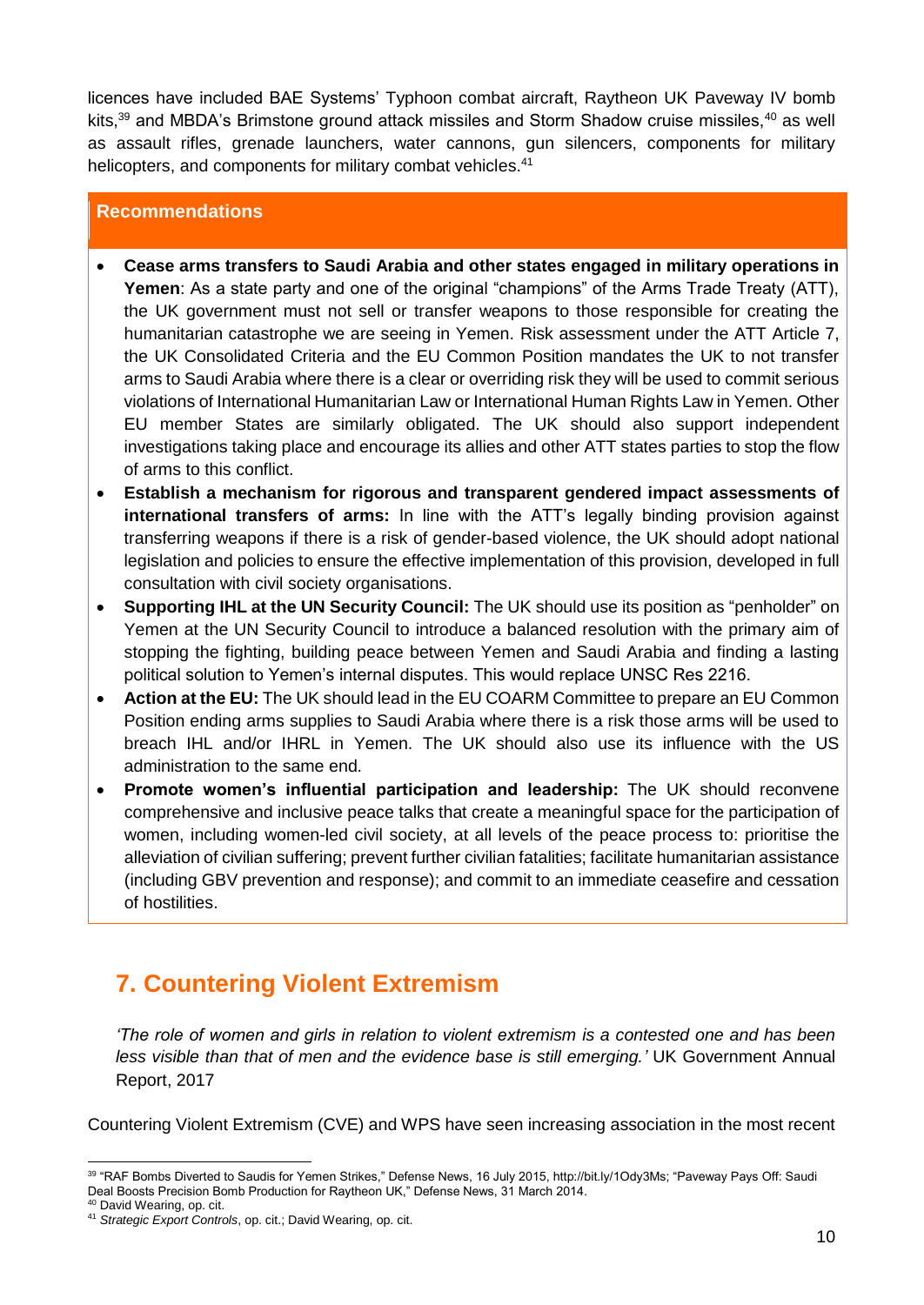licences have included BAE Systems' Typhoon combat aircraft, Raytheon UK Paveway IV bomb kits,[39] and MBDA's Brimstone ground attack missiles and Storm Shadow cruise missiles,[40] as well as assault rifles, grenade launchers, water cannons, gun silencers, components for military helicopters, and components for military combat vehicles.[41]

**Recommendations**

- **Cease arms transfers to Saudi Arabia and other states engaged in military operations in Yemen**: As a state party and one of the original "champions" of the Arms Trade Treaty (ATT), the UK government must not sell or transfer weapons to those responsible for creating the humanitarian catastrophe we are seeing in Yemen. Risk assessment under the ATT Article 7, the UK Consolidated Criteria and the EU Common Position mandates the UK to not transfer arms to Saudi Arabia where there is a clear or overriding risk they will be used to commit serious violations of International Humanitarian Law or International Human Rights Law in Yemen. Other EU member States are similarly obligated. The UK should also support independent investigations taking place and encourage its allies and other ATT states parties to stop the flow of arms to this conflict.
- **Establish a mechanism for rigorous and transparent gendered impact assessments of international transfers of arms:** In line with the ATT's legally binding provision against transferring weapons if there is a risk of gender-based violence, the UK should adopt national legislation and policies to ensure the effective implementation of this provision, developed in full consultation with civil society organisations.
- **Supporting IHL at the UN Security Council:** The UK should use its position as "penholder" on Yemen at the UN Security Council to introduce a balanced resolution with the primary aim of stopping the fighting, building peace between Yemen and Saudi Arabia and finding a lasting political solution to Yemen's internal disputes. This would replace UNSC Res 2216.
- **Action at the EU:** The UK should lead in the EU COARM Committee to prepare an EU Common Position ending arms supplies to Saudi Arabia where there is a risk those arms will be used to breach IHL and/or IHRL in Yemen. The UK should also use its influence with the US administration to the same end.
- **Promote women's influential participation and leadership:** The UK should reconvene comprehensive and inclusive peace talks that create a meaningful space for the participation of women, including women-led civil society, at all levels of the peace process to: prioritise the alleviation of civilian suffering; prevent further civilian fatalities; facilitate humanitarian assistance (including GBV prevention and response); and commit to an immediate ceasefire and cessation of hostilities.

## 7. Countering Violent Extremism

*'The role of women and girls in relation to violent extremism is a contested one and has been less visible than that of men and the evidence base is still emerging.'* UK Government Annual Report, 2017

Countering Violent Extremism (CVE) and WPS have seen increasing association in the most recent

[39] "RAF Bombs Diverted to Saudis for Yemen Strikes," Defense News, 16 July 2015, http://bit.ly/1Ody3Ms; "Paveway Pays Off: Saudi Deal Boosts Precision Bomb Production for Raytheon UK," Defense News, 31 March 2014.

[40] David Wearing, op. cit.

[41] *Strategic Export Controls*, op. cit.; David Wearing, op. cit.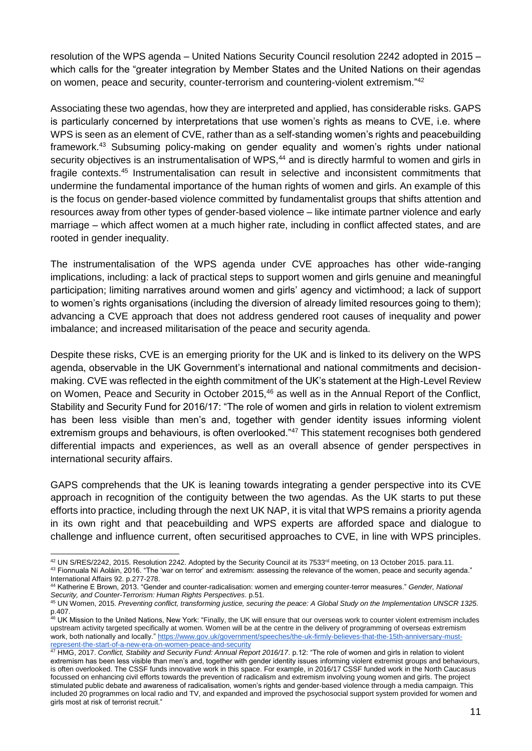resolution of the WPS agenda – United Nations Security Council resolution 2242 adopted in 2015 – which calls for the "greater integration by Member States and the United Nations on their agendas on women, peace and security, counter-terrorism and countering-violent extremism."[42]

Associating these two agendas, how they are interpreted and applied, has considerable risks. GAPS is particularly concerned by interpretations that use women's rights as means to CVE, i.e. where WPS is seen as an element of CVE, rather than as a self-standing women's rights and peacebuilding framework.[43] Subsuming policy-making on gender equality and women's rights under national security objectives is an instrumentalisation of WPS,[44] and is directly harmful to women and girls in fragile contexts.[45] Instrumentalisation can result in selective and inconsistent commitments that undermine the fundamental importance of the human rights of women and girls. An example of this is the focus on gender-based violence committed by fundamentalist groups that shifts attention and resources away from other types of gender-based violence – like intimate partner violence and early marriage – which affect women at a much higher rate, including in conflict affected states, and are rooted in gender inequality.

The instrumentalisation of the WPS agenda under CVE approaches has other wide-ranging implications, including: a lack of practical steps to support women and girls genuine and meaningful participation; limiting narratives around women and girls' agency and victimhood; a lack of support to women's rights organisations (including the diversion of already limited resources going to them); advancing a CVE approach that does not address gendered root causes of inequality and power imbalance; and increased militarisation of the peace and security agenda.

Despite these risks, CVE is an emerging priority for the UK and is linked to its delivery on the WPS agenda, observable in the UK Government's international and national commitments and decision-making. CVE was reflected in the eighth commitment of the UK's statement at the High-Level Review on Women, Peace and Security in October 2015,[46] as well as in the Annual Report of the Conflict, Stability and Security Fund for 2016/17: "The role of women and girls in relation to violent extremism has been less visible than men's and, together with gender identity issues informing violent extremism groups and behaviours, is often overlooked."[47] This statement recognises both gendered differential impacts and experiences, as well as an overall absence of gender perspectives in international security affairs.

GAPS comprehends that the UK is leaning towards integrating a gender perspective into its CVE approach in recognition of the contiguity between the two agendas. As the UK starts to put these efforts into practice, including through the next UK NAP, it is vital that WPS remains a priority agenda in its own right and that peacebuilding and WPS experts are afforded space and dialogue to challenge and influence current, often securitised approaches to CVE, in line with WPS principles.

---

[42] UN S/RES/2242, 2015. Resolution 2242. Adopted by the Security Council at its 7533rd meeting, on 13 October 2015. para.11.

[43] Fionnuala Ní Aoláin, 2016. "The 'war on terror' and extremism: assessing the relevance of the women, peace and security agenda." International Affairs 92. p.277-278.

[44] Katherine E Brown, 2013. "Gender and counter-radicalisation: women and emerging counter-terror measures." *Gender, National Security, and Counter-Terrorism: Human Rights Perspectives*. p.51.

[45] UN Women, 2015. *Preventing conflict, transforming justice, securing the peace: A Global Study on the Implementation UNSCR 1325*. p.407.

[46] UK Mission to the United Nations, New York: "Finally, the UK will ensure that our overseas work to counter violent extremism includes upstream activity targeted specifically at women. Women will be at the centre in the delivery of programming of overseas extremism work, both nationally and locally." [https://www.gov.uk/government/speeches/the-uk-firmly-believes-that-the-15th-anniversary-must-represent-the-start-of-a-new-era-on-women-peace-and-security](https://www.gov.uk/government/speeches/the-uk-firmly-believes-that-the-15th-anniversary-must-represent-the-start-of-a-new-era-on-women-peace-and-security)

[47] HMG, 2017. *Conflict, Stability and Security Fund: Annual Report 2016/17*. p.12: "The role of women and girls in relation to violent extremism has been less visible than men's and, together with gender identity issues informing violent extremist groups and behaviours, is often overlooked. The CSSF funds innovative work in this space. For example, in 2016/17 CSSF funded work in the North Caucasus focussed on enhancing civil efforts towards the prevention of radicalism and extremism involving young women and girls. The project stimulated public debate and awareness of radicalisation, women's rights and gender-based violence through a media campaign. This included 20 programmes on local radio and TV, and expanded and improved the psychosocial support system provided for women and girls most at risk of terrorist recruit."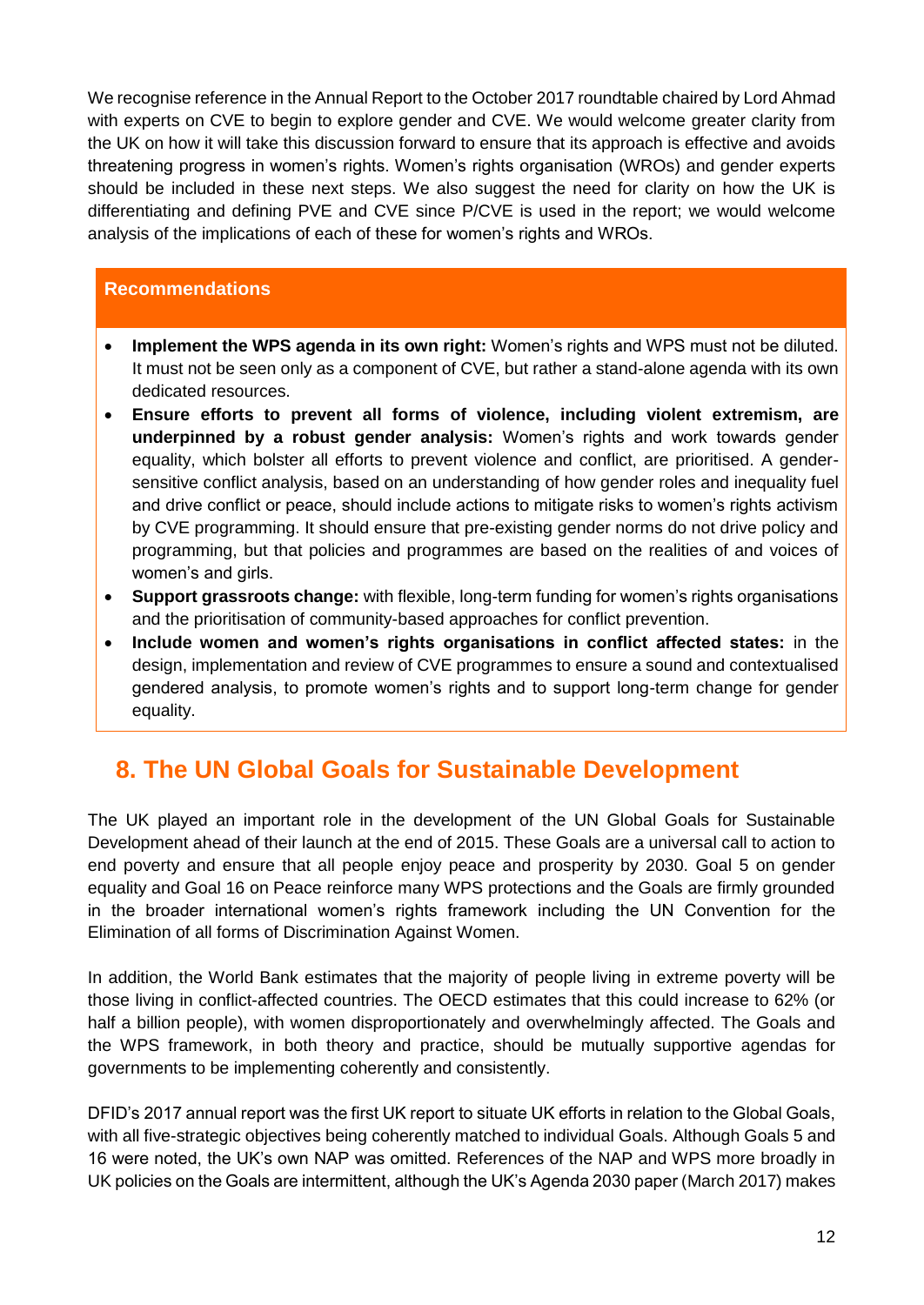We recognise reference in the Annual Report to the October 2017 roundtable chaired by Lord Ahmad with experts on CVE to begin to explore gender and CVE. We would welcome greater clarity from the UK on how it will take this discussion forward to ensure that its approach is effective and avoids threatening progress in women's rights. Women's rights organisation (WROs) and gender experts should be included in these next steps. We also suggest the need for clarity on how the UK is differentiating and defining PVE and CVE since P/CVE is used in the report; we would welcome analysis of the implications of each of these for women's rights and WROs.

**Recommendations**

- **Implement the WPS agenda in its own right:** Women's rights and WPS must not be diluted. It must not be seen only as a component of CVE, but rather a stand-alone agenda with its own dedicated resources.
- **Ensure efforts to prevent all forms of violence, including violent extremism, are underpinned by a robust gender analysis:** Women's rights and work towards gender equality, which bolster all efforts to prevent violence and conflict, are prioritised. A gender-sensitive conflict analysis, based on an understanding of how gender roles and inequality fuel and drive conflict or peace, should include actions to mitigate risks to women's rights activism by CVE programming. It should ensure that pre-existing gender norms do not drive policy and programming, but that policies and programmes are based on the realities of and voices of women's and girls.
- **Support grassroots change:** with flexible, long-term funding for women's rights organisations and the prioritisation of community-based approaches for conflict prevention.
- **Include women and women's rights organisations in conflict affected states:** in the design, implementation and review of CVE programmes to ensure a sound and contextualised gendered analysis, to promote women's rights and to support long-term change for gender equality.

## 8. The UN Global Goals for Sustainable Development

The UK played an important role in the development of the UN Global Goals for Sustainable Development ahead of their launch at the end of 2015. These Goals are a universal call to action to end poverty and ensure that all people enjoy peace and prosperity by 2030. Goal 5 on gender equality and Goal 16 on Peace reinforce many WPS protections and the Goals are firmly grounded in the broader international women's rights framework including the UN Convention for the Elimination of all forms of Discrimination Against Women.

In addition, the World Bank estimates that the majority of people living in extreme poverty will be those living in conflict-affected countries. The OECD estimates that this could increase to 62% (or half a billion people), with women disproportionately and overwhelmingly affected. The Goals and the WPS framework, in both theory and practice, should be mutually supportive agendas for governments to be implementing coherently and consistently.

DFID's 2017 annual report was the first UK report to situate UK efforts in relation to the Global Goals, with all five-strategic objectives being coherently matched to individual Goals. Although Goals 5 and 16 were noted, the UK's own NAP was omitted. References of the NAP and WPS more broadly in UK policies on the Goals are intermittent, although the UK's Agenda 2030 paper (March 2017) makes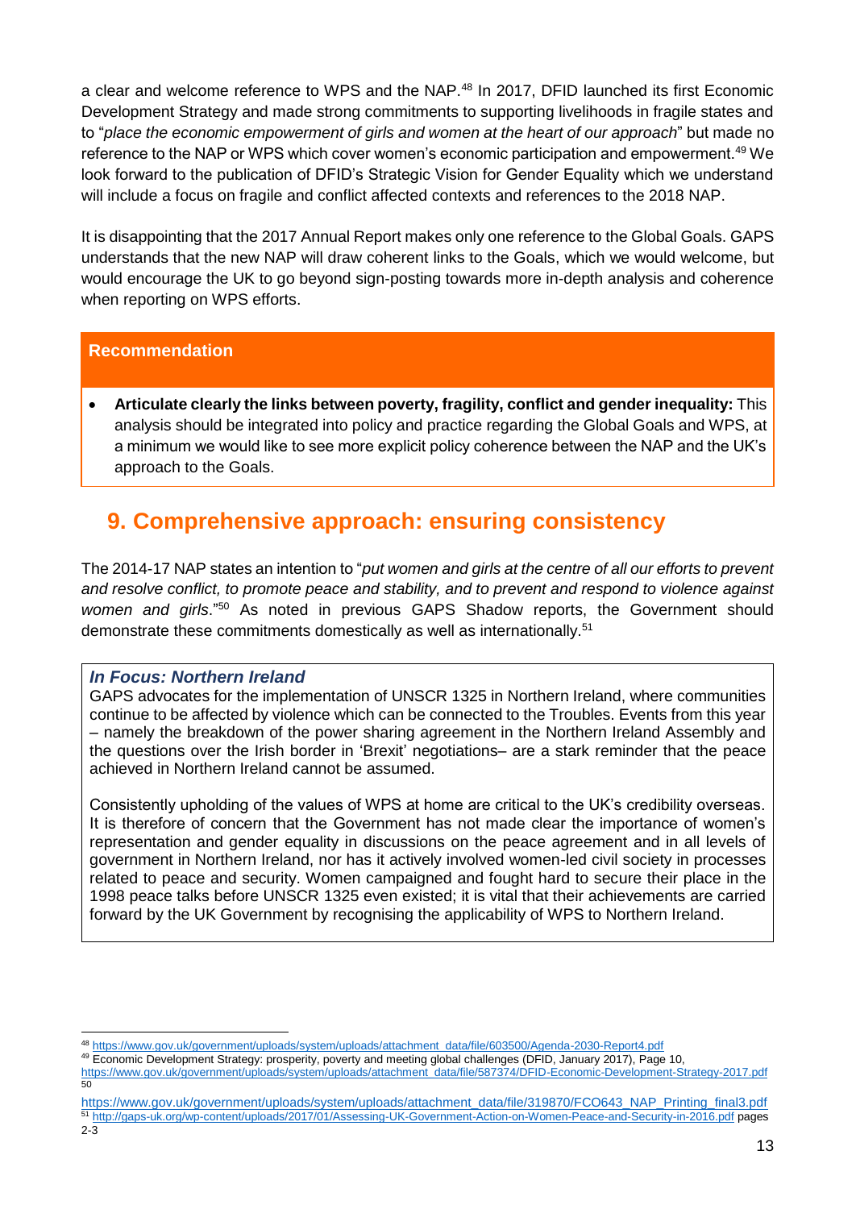a clear and welcome reference to WPS and the NAP.[48] In 2017, DFID launched its first Economic Development Strategy and made strong commitments to supporting livelihoods in fragile states and to "*place the economic empowerment of girls and women at the heart of our approach*" but made no reference to the NAP or WPS which cover women's economic participation and empowerment.[49] We look forward to the publication of DFID's Strategic Vision for Gender Equality which we understand will include a focus on fragile and conflict affected contexts and references to the 2018 NAP.

It is disappointing that the 2017 Annual Report makes only one reference to the Global Goals. GAPS understands that the new NAP will draw coherent links to the Goals, which we would welcome, but would encourage the UK to go beyond sign-posting towards more in-depth analysis and coherence when reporting on WPS efforts.

**Recommendation**

- **Articulate clearly the links between poverty, fragility, conflict and gender inequality:** This analysis should be integrated into policy and practice regarding the Global Goals and WPS, at a minimum we would like to see more explicit policy coherence between the NAP and the UK's approach to the Goals.

## 9. Comprehensive approach: ensuring consistency

The 2014-17 NAP states an intention to "*put women and girls at the centre of all our efforts to prevent and resolve conflict, to promote peace and stability, and to prevent and respond to violence against women and girls*."[50] As noted in previous GAPS Shadow reports, the Government should demonstrate these commitments domestically as well as internationally.[51]

***In Focus: Northern Ireland***

GAPS advocates for the implementation of UNSCR 1325 in Northern Ireland, where communities continue to be affected by violence which can be connected to the Troubles. Events from this year – namely the breakdown of the power sharing agreement in the Northern Ireland Assembly and the questions over the Irish border in 'Brexit' negotiations– are a stark reminder that the peace achieved in Northern Ireland cannot be assumed.

Consistently upholding of the values of WPS at home are critical to the UK's credibility overseas. It is therefore of concern that the Government has not made clear the importance of women's representation and gender equality in discussions on the peace agreement and in all levels of government in Northern Ireland, nor has it actively involved women-led civil society in processes related to peace and security. Women campaigned and fought hard to secure their place in the 1998 peace talks before UNSCR 1325 even existed; it is vital that their achievements are carried forward by the UK Government by recognising the applicability of WPS to Northern Ireland.

---

[48] https://www.gov.uk/government/uploads/system/uploads/attachment_data/file/603500/Agenda-2030-Report4.pdf

[49] Economic Development Strategy: prosperity, poverty and meeting global challenges (DFID, January 2017), Page 10, https://www.gov.uk/government/uploads/system/uploads/attachment_data/file/587374/DFID-Economic-Development-Strategy-2017.pdf

[50] https://www.gov.uk/government/uploads/system/uploads/attachment_data/file/319870/FCO643_NAP_Printing_final3.pdf

[51] http://gaps-uk.org/wp-content/uploads/2017/01/Assessing-UK-Government-Action-on-Women-Peace-and-Security-in-2016.pdf pages 2-3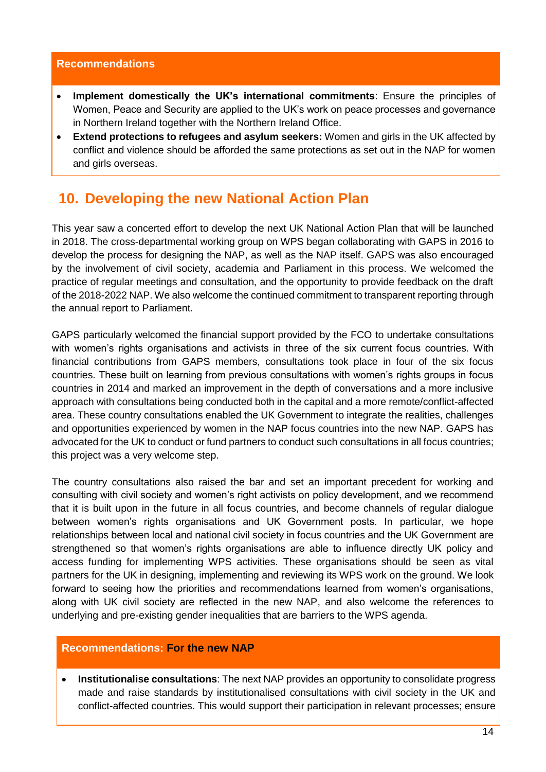**Recommendations**

- **Implement domestically the UK's international commitments**: Ensure the principles of Women, Peace and Security are applied to the UK's work on peace processes and governance in Northern Ireland together with the Northern Ireland Office.
- **Extend protections to refugees and asylum seekers:** Women and girls in the UK affected by conflict and violence should be afforded the same protections as set out in the NAP for women and girls overseas.

## 10. Developing the new National Action Plan

This year saw a concerted effort to develop the next UK National Action Plan that will be launched in 2018. The cross-departmental working group on WPS began collaborating with GAPS in 2016 to develop the process for designing the NAP, as well as the NAP itself. GAPS was also encouraged by the involvement of civil society, academia and Parliament in this process. We welcomed the practice of regular meetings and consultation, and the opportunity to provide feedback on the draft of the 2018-2022 NAP. We also welcome the continued commitment to transparent reporting through the annual report to Parliament.

GAPS particularly welcomed the financial support provided by the FCO to undertake consultations with women's rights organisations and activists in three of the six current focus countries. With financial contributions from GAPS members, consultations took place in four of the six focus countries. These built on learning from previous consultations with women's rights groups in focus countries in 2014 and marked an improvement in the depth of conversations and a more inclusive approach with consultations being conducted both in the capital and a more remote/conflict-affected area. These country consultations enabled the UK Government to integrate the realities, challenges and opportunities experienced by women in the NAP focus countries into the new NAP. GAPS has advocated for the UK to conduct or fund partners to conduct such consultations in all focus countries; this project was a very welcome step.

The country consultations also raised the bar and set an important precedent for working and consulting with civil society and women's right activists on policy development, and we recommend that it is built upon in the future in all focus countries, and become channels of regular dialogue between women's rights organisations and UK Government posts. In particular, we hope relationships between local and national civil society in focus countries and the UK Government are strengthened so that women's rights organisations are able to influence directly UK policy and access funding for implementing WPS activities. These organisations should be seen as vital partners for the UK in designing, implementing and reviewing its WPS work on the ground. We look forward to seeing how the priorities and recommendations learned from women's organisations, along with UK civil society are reflected in the new NAP, and also welcome the references to underlying and pre-existing gender inequalities that are barriers to the WPS agenda.

**Recommendations: For the new NAP**

- **Institutionalise consultations**: The next NAP provides an opportunity to consolidate progress made and raise standards by institutionalised consultations with civil society in the UK and conflict-affected countries. This would support their participation in relevant processes; ensure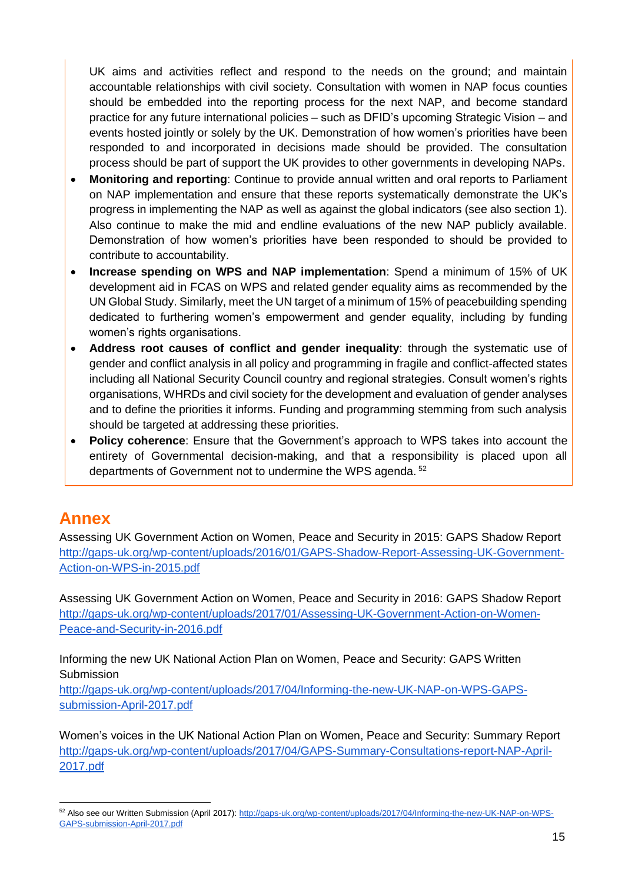UK aims and activities reflect and respond to the needs on the ground; and maintain accountable relationships with civil society. Consultation with women in NAP focus counties should be embedded into the reporting process for the next NAP, and become standard practice for any future international policies – such as DFID's upcoming Strategic Vision – and events hosted jointly or solely by the UK. Demonstration of how women's priorities have been responded to and incorporated in decisions made should be provided. The consultation process should be part of support the UK provides to other governments in developing NAPs.

- **Monitoring and reporting**: Continue to provide annual written and oral reports to Parliament on NAP implementation and ensure that these reports systematically demonstrate the UK's progress in implementing the NAP as well as against the global indicators (see also section 1). Also continue to make the mid and endline evaluations of the new NAP publicly available. Demonstration of how women's priorities have been responded to should be provided to contribute to accountability.
- **Increase spending on WPS and NAP implementation**: Spend a minimum of 15% of UK development aid in FCAS on WPS and related gender equality aims as recommended by the UN Global Study. Similarly, meet the UN target of a minimum of 15% of peacebuilding spending dedicated to furthering women's empowerment and gender equality, including by funding women's rights organisations.
- **Address root causes of conflict and gender inequality**: through the systematic use of gender and conflict analysis in all policy and programming in fragile and conflict-affected states including all National Security Council country and regional strategies. Consult women's rights organisations, WHRDs and civil society for the development and evaluation of gender analyses and to define the priorities it informs. Funding and programming stemming from such analysis should be targeted at addressing these priorities.
- **Policy coherence**: Ensure that the Government's approach to WPS takes into account the entirety of Governmental decision-making, and that a responsibility is placed upon all departments of Government not to undermine the WPS agenda. [52]

## Annex

Assessing UK Government Action on Women, Peace and Security in 2015: GAPS Shadow Report
http://gaps-uk.org/wp-content/uploads/2016/01/GAPS-Shadow-Report-Assessing-UK-Government-Action-on-WPS-in-2015.pdf

Assessing UK Government Action on Women, Peace and Security in 2016: GAPS Shadow Report
http://gaps-uk.org/wp-content/uploads/2017/01/Assessing-UK-Government-Action-on-Women-Peace-and-Security-in-2016.pdf

Informing the new UK National Action Plan on Women, Peace and Security: GAPS Written Submission
http://gaps-uk.org/wp-content/uploads/2017/04/Informing-the-new-UK-NAP-on-WPS-GAPS-submission-April-2017.pdf

Women's voices in the UK National Action Plan on Women, Peace and Security: Summary Report
http://gaps-uk.org/wp-content/uploads/2017/04/GAPS-Summary-Consultations-report-NAP-April-2017.pdf

---

[52] Also see our Written Submission (April 2017): http://gaps-uk.org/wp-content/uploads/2017/04/Informing-the-new-UK-NAP-on-WPS-GAPS-submission-April-2017.pdf